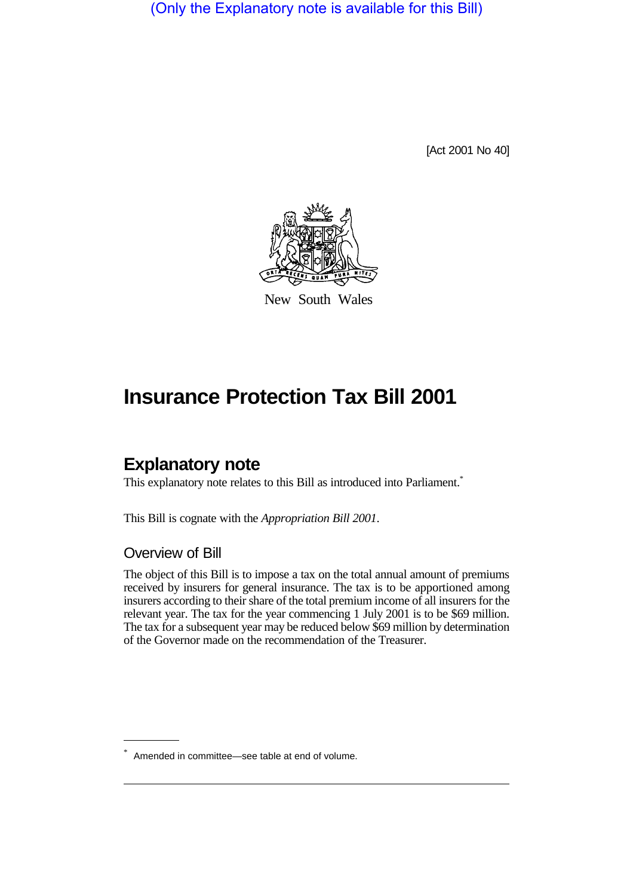(Only the Explanatory note is available for this Bill)

[Act 2001 No 40]

New South Wales

# Insurance Protection Tax Bill 2001

## Explanatory note

This explanatory note relates to this Bill as introduced into Parliament.*

This Bill is cognate with the *Appropriation Bill 2001*.

### Overview of Bill

The object of this Bill is to impose a tax on the total annual amount of premiums received by insurers for general insurance. The tax is to be apportioned among insurers according to their share of the total premium income of all insurers for the relevant year. The tax for the year commencing 1 July 2001 is to be $69 million. The tax for a subsequent year may be reduced below $69 million by determination of the Governor made on the recommendation of the Treasurer.

---

* Amended in committee—see table at end of volume.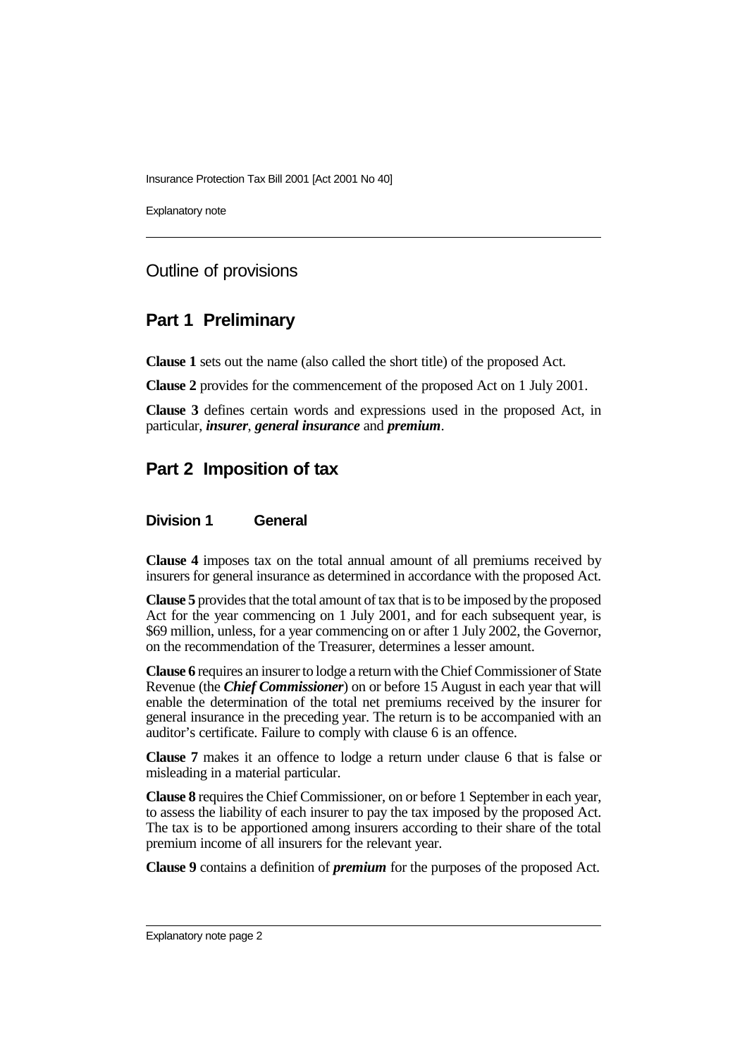## Outline of provisions

## Part 1 Preliminary

**Clause 1** sets out the name (also called the short title) of the proposed Act.

**Clause 2** provides for the commencement of the proposed Act on 1 July 2001.

**Clause 3** defines certain words and expressions used in the proposed Act, in particular, ***insurer***, ***general insurance*** and ***premium***.

## Part 2 Imposition of tax

### Division 1 General

**Clause 4** imposes tax on the total annual amount of all premiums received by insurers for general insurance as determined in accordance with the proposed Act.

**Clause 5** provides that the total amount of tax that is to be imposed by the proposed Act for the year commencing on 1 July 2001, and for each subsequent year, is $69 million, unless, for a year commencing on or after 1 July 2002, the Governor, on the recommendation of the Treasurer, determines a lesser amount.

**Clause 6** requires an insurer to lodge a return with the Chief Commissioner of State Revenue (the ***Chief Commissioner***) on or before 15 August in each year that will enable the determination of the total net premiums received by the insurer for general insurance in the preceding year. The return is to be accompanied with an auditor's certificate. Failure to comply with clause 6 is an offence.

**Clause 7** makes it an offence to lodge a return under clause 6 that is false or misleading in a material particular.

**Clause 8** requires the Chief Commissioner, on or before 1 September in each year, to assess the liability of each insurer to pay the tax imposed by the proposed Act. The tax is to be apportioned among insurers according to their share of the total premium income of all insurers for the relevant year.

**Clause 9** contains a definition of ***premium*** for the purposes of the proposed Act.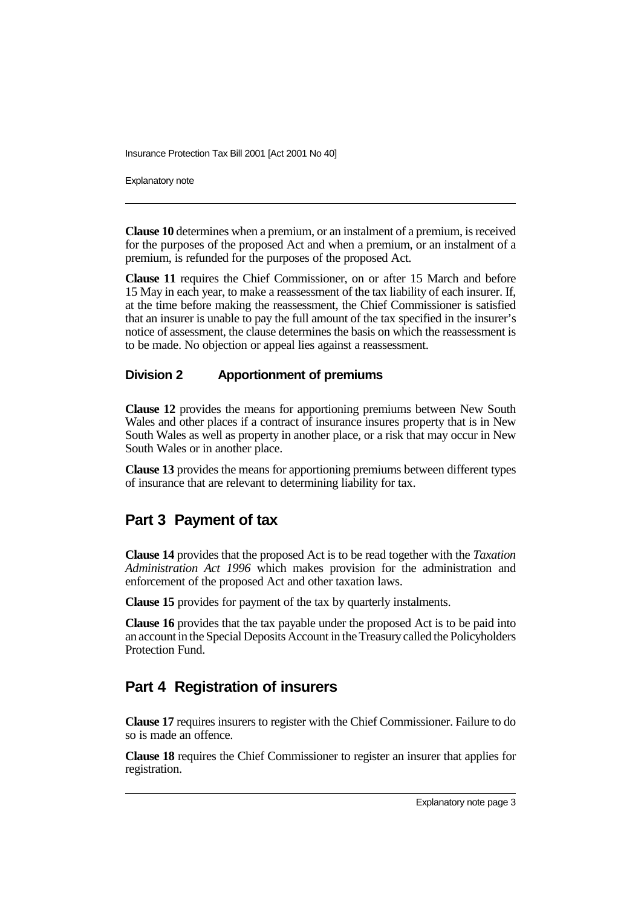**Clause 10** determines when a premium, or an instalment of a premium, is received for the purposes of the proposed Act and when a premium, or an instalment of a premium, is refunded for the purposes of the proposed Act.

**Clause 11** requires the Chief Commissioner, on or after 15 March and before 15 May in each year, to make a reassessment of the tax liability of each insurer. If, at the time before making the reassessment, the Chief Commissioner is satisfied that an insurer is unable to pay the full amount of the tax specified in the insurer's notice of assessment, the clause determines the basis on which the reassessment is to be made. No objection or appeal lies against a reassessment.

### Division 2 Apportionment of premiums

**Clause 12** provides the means for apportioning premiums between New South Wales and other places if a contract of insurance insures property that is in New South Wales as well as property in another place, or a risk that may occur in New South Wales or in another place.

**Clause 13** provides the means for apportioning premiums between different types of insurance that are relevant to determining liability for tax.

## Part 3 Payment of tax

**Clause 14** provides that the proposed Act is to be read together with the *Taxation Administration Act 1996* which makes provision for the administration and enforcement of the proposed Act and other taxation laws.

**Clause 15** provides for payment of the tax by quarterly instalments.

**Clause 16** provides that the tax payable under the proposed Act is to be paid into an account in the Special Deposits Account in the Treasury called the Policyholders Protection Fund.

## Part 4 Registration of insurers

**Clause 17** requires insurers to register with the Chief Commissioner. Failure to do so is made an offence.

**Clause 18** requires the Chief Commissioner to register an insurer that applies for registration.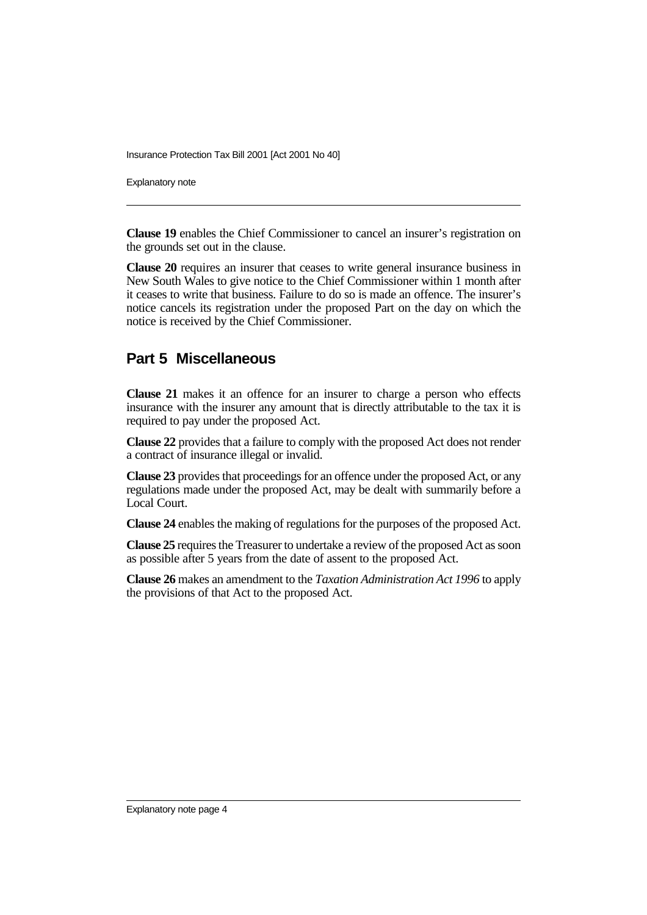**Clause 19** enables the Chief Commissioner to cancel an insurer's registration on the grounds set out in the clause.

**Clause 20** requires an insurer that ceases to write general insurance business in New South Wales to give notice to the Chief Commissioner within 1 month after it ceases to write that business. Failure to do so is made an offence. The insurer's notice cancels its registration under the proposed Part on the day on which the notice is received by the Chief Commissioner.

## Part 5 Miscellaneous

**Clause 21** makes it an offence for an insurer to charge a person who effects insurance with the insurer any amount that is directly attributable to the tax it is required to pay under the proposed Act.

**Clause 22** provides that a failure to comply with the proposed Act does not render a contract of insurance illegal or invalid.

**Clause 23** provides that proceedings for an offence under the proposed Act, or any regulations made under the proposed Act, may be dealt with summarily before a Local Court.

**Clause 24** enables the making of regulations for the purposes of the proposed Act.

**Clause 25** requires the Treasurer to undertake a review of the proposed Act as soon as possible after 5 years from the date of assent to the proposed Act.

**Clause 26** makes an amendment to the *Taxation Administration Act 1996* to apply the provisions of that Act to the proposed Act.